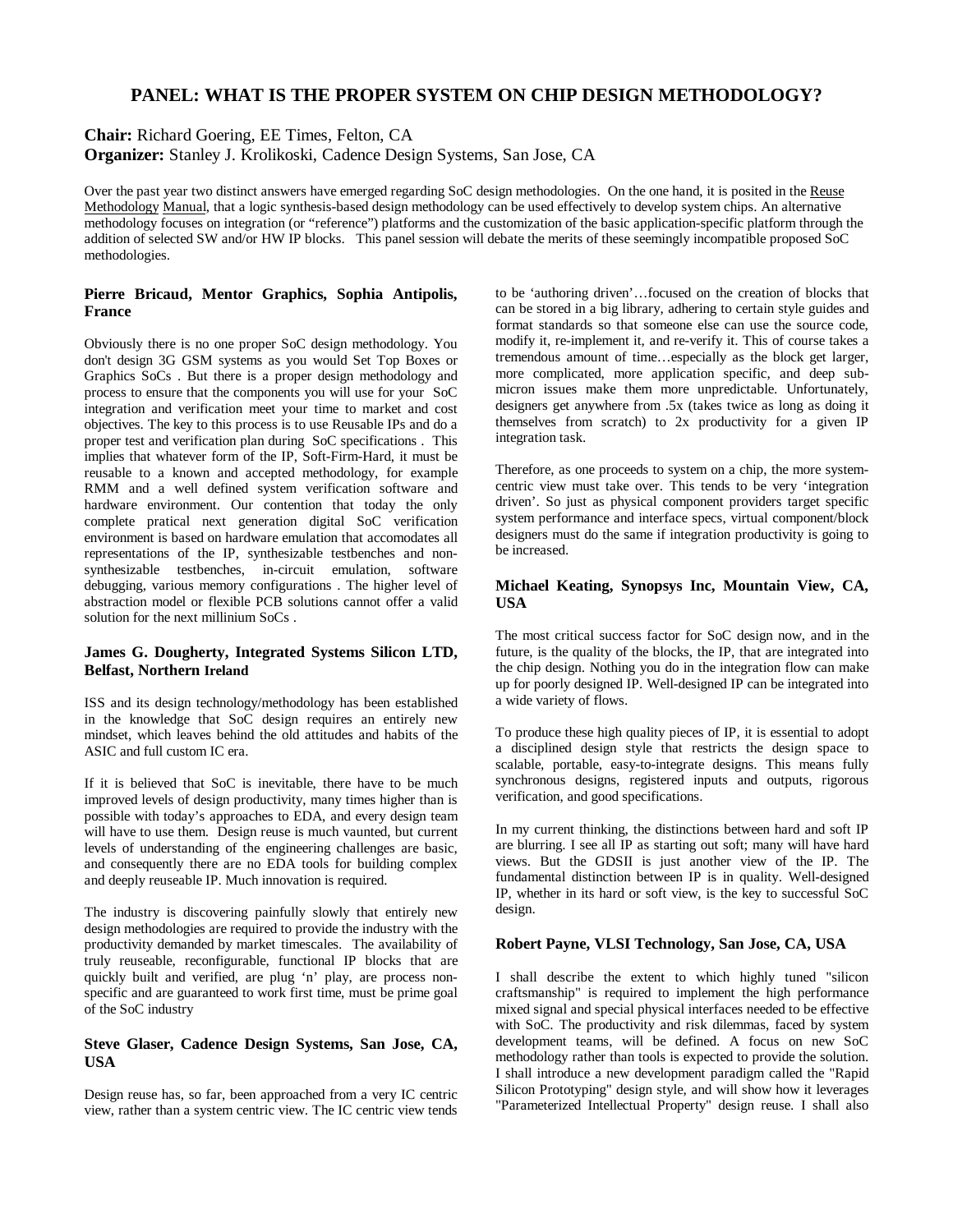# PANEL: WHAT IS THE PROPER SYSTEM ON CHIP DESIGN METHODOLOGY?

**Chair:** Richard Goering, EE Times, Felton, CA
**Organizer:** Stanley J. Krolikoski, Cadence Design Systems, San Jose, CA

Over the past year two distinct answers have emerged regarding SoC design methodologies. On the one hand, it is posited in the Reuse Methodology Manual, that a logic synthesis-based design methodology can be used effectively to develop system chips. An alternative methodology focuses on integration (or "reference") platforms and the customization of the basic application-specific platform through the addition of selected SW and/or HW IP blocks. This panel session will debate the merits of these seemingly incompatible proposed SoC methodologies.

## Pierre Bricaud, Mentor Graphics, Sophia Antipolis, France

Obviously there is no one proper SoC design methodology. You don't design 3G GSM systems as you would Set Top Boxes or Graphics SoCs . But there is a proper design methodology and process to ensure that the components you will use for your SoC integration and verification meet your time to market and cost objectives. The key to this process is to use Reusable IPs and do a proper test and verification plan during SoC specifications . This implies that whatever form of the IP, Soft-Firm-Hard, it must be reusable to a known and accepted methodology, for example RMM and a well defined system verification software and hardware environment. Our contention that today the only complete pratical next generation digital SoC verification environment is based on hardware emulation that accomodates all representations of the IP, synthesizable testbenches and non-synthesizable testbenches, in-circuit emulation, software debugging, various memory configurations . The higher level of abstraction model or flexible PCB solutions cannot offer a valid solution for the next millinium SoCs .

## James G. Dougherty, Integrated Systems Silicon LTD, Belfast, Northern Ireland

ISS and its design technology/methodology has been established in the knowledge that SoC design requires an entirely new mindset, which leaves behind the old attitudes and habits of the ASIC and full custom IC era.

If it is believed that SoC is inevitable, there have to be much improved levels of design productivity, many times higher than is possible with today's approaches to EDA, and every design team will have to use them. Design reuse is much vaunted, but current levels of understanding of the engineering challenges are basic, and consequently there are no EDA tools for building complex and deeply reuseable IP. Much innovation is required.

The industry is discovering painfully slowly that entirely new design methodologies are required to provide the industry with the productivity demanded by market timescales. The availability of truly reuseable, reconfigurable, functional IP blocks that are quickly built and verified, are plug 'n' play, are process non-specific and are guaranteed to work first time, must be prime goal of the SoC industry

## Steve Glaser, Cadence Design Systems, San Jose, CA, USA

Design reuse has, so far, been approached from a very IC centric view, rather than a system centric view. The IC centric view tends to be 'authoring driven'…focused on the creation of blocks that can be stored in a big library, adhering to certain style guides and format standards so that someone else can use the source code, modify it, re-implement it, and re-verify it. This of course takes a tremendous amount of time…especially as the block get larger, more complicated, more application specific, and deep sub-micron issues make them more unpredictable. Unfortunately, designers get anywhere from .5x (takes twice as long as doing it themselves from scratch) to 2x productivity for a given IP integration task.

Therefore, as one proceeds to system on a chip, the more system-centric view must take over. This tends to be very 'integration driven'. So just as physical component providers target specific system performance and interface specs, virtual component/block designers must do the same if integration productivity is going to be increased.

## Michael Keating, Synopsys Inc, Mountain View, CA, USA

The most critical success factor for SoC design now, and in the future, is the quality of the blocks, the IP, that are integrated into the chip design. Nothing you do in the integration flow can make up for poorly designed IP. Well-designed IP can be integrated into a wide variety of flows.

To produce these high quality pieces of IP, it is essential to adopt a disciplined design style that restricts the design space to scalable, portable, easy-to-integrate designs. This means fully synchronous designs, registered inputs and outputs, rigorous verification, and good specifications.

In my current thinking, the distinctions between hard and soft IP are blurring. I see all IP as starting out soft; many will have hard views. But the GDSII is just another view of the IP. The fundamental distinction between IP is in quality. Well-designed IP, whether in its hard or soft view, is the key to successful SoC design.

## Robert Payne, VLSI Technology, San Jose, CA, USA

I shall describe the extent to which highly tuned "silicon craftsmanship" is required to implement the high performance mixed signal and special physical interfaces needed to be effective with SoC. The productivity and risk dilemmas, faced by system development teams, will be defined. A focus on new SoC methodology rather than tools is expected to provide the solution. I shall introduce a new development paradigm called the "Rapid Silicon Prototyping" design style, and will show how it leverages "Parameterized Intellectual Property" design reuse. I shall also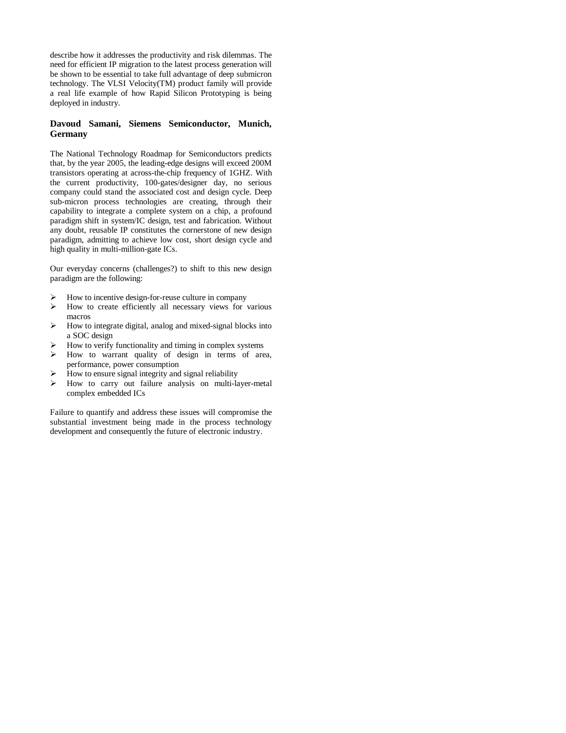describe how it addresses the productivity and risk dilemmas. The need for efficient IP migration to the latest process generation will be shown to be essential to take full advantage of deep submicron technology. The VLSI Velocity(TM) product family will provide a real life example of how Rapid Silicon Prototyping is being deployed in industry.

### Davoud Samani, Siemens Semiconductor, Munich, Germany

The National Technology Roadmap for Semiconductors predicts that, by the year 2005, the leading-edge designs will exceed 200M transistors operating at across-the-chip frequency of 1GHZ. With the current productivity, 100-gates/designer day, no serious company could stand the associated cost and design cycle. Deep sub-micron process technologies are creating, through their capability to integrate a complete system on a chip, a profound paradigm shift in system/IC design, test and fabrication. Without any doubt, reusable IP constitutes the cornerstone of new design paradigm, admitting to achieve low cost, short design cycle and high quality in multi-million-gate ICs.

Our everyday concerns (challenges?) to shift to this new design paradigm are the following:

- How to incentive design-for-reuse culture in company
- How to create efficiently all necessary views for various macros
- How to integrate digital, analog and mixed-signal blocks into a SOC design
- How to verify functionality and timing in complex systems
- How to warrant quality of design in terms of area, performance, power consumption
- How to ensure signal integrity and signal reliability
- How to carry out failure analysis on multi-layer-metal complex embedded ICs

Failure to quantify and address these issues will compromise the substantial investment being made in the process technology development and consequently the future of electronic industry.